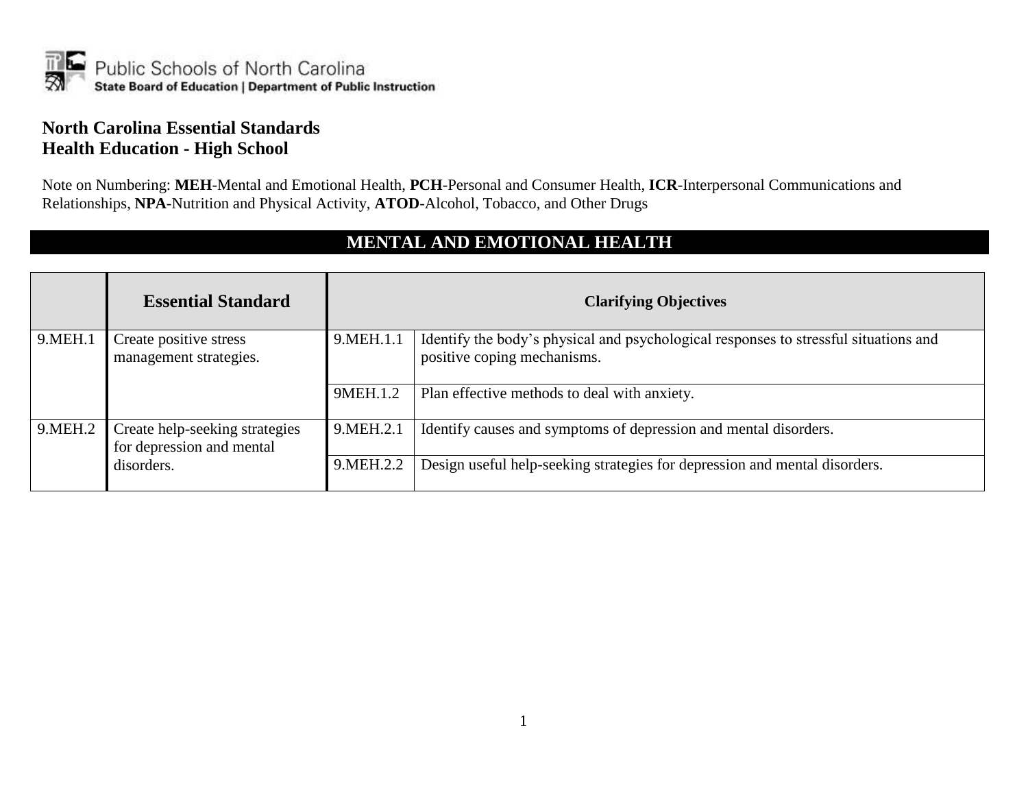Public Schools of North Carolina
State Board of Education | Department of Public Instruction

# North Carolina Essential Standards
# Health Education - High School

Note on Numbering: **MEH**-Mental and Emotional Health, **PCH**-Personal and Consumer Health, **ICR**-Interpersonal Communications and Relationships, **NPA**-Nutrition and Physical Activity, **ATOD**-Alcohol, Tobacco, and Other Drugs

## MENTAL AND EMOTIONAL HEALTH

| | Essential Standard | Clarifying Objectives | |
|---|---|---|---|
| 9.MEH.1 | Create positive stress management strategies. | 9.MEH.1.1 | Identify the body's physical and psychological responses to stressful situations and positive coping mechanisms. |
| | | 9MEH.1.2 | Plan effective methods to deal with anxiety. |
| 9.MEH.2 | Create help-seeking strategies for depression and mental disorders. | 9.MEH.2.1 | Identify causes and symptoms of depression and mental disorders. |
| | | 9.MEH.2.2 | Design useful help-seeking strategies for depression and mental disorders. |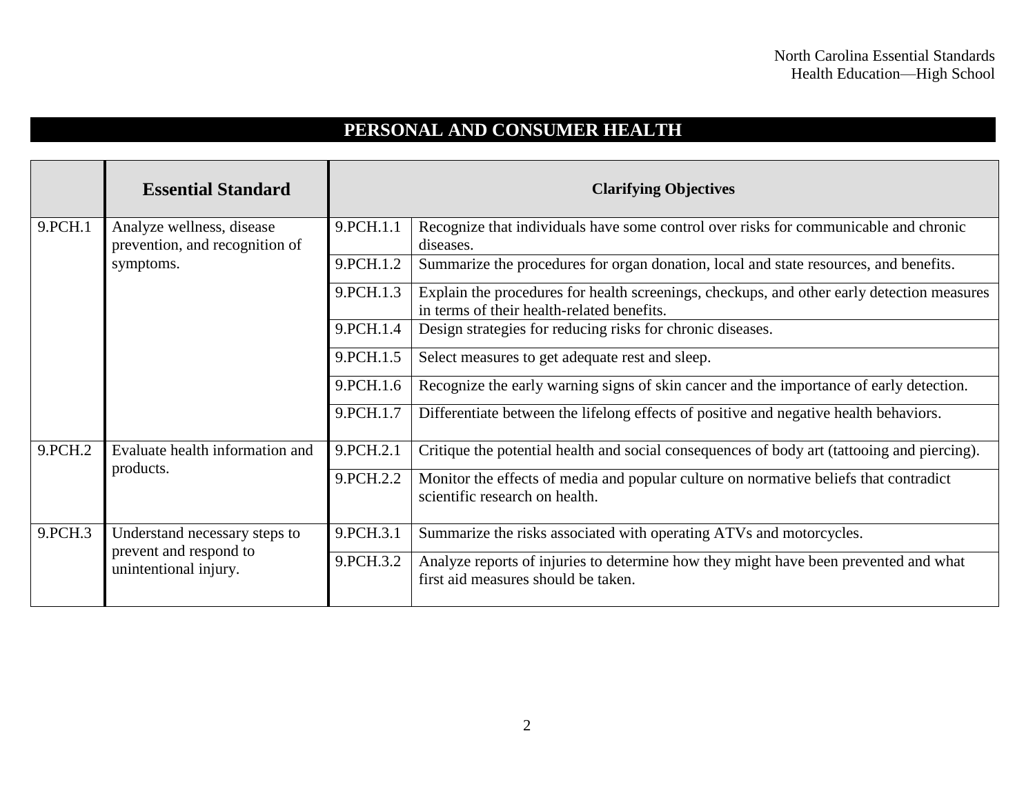## PERSONAL AND CONSUMER HEALTH

| | Essential Standard | Clarifying Objectives | |
|---|---|---|---|
| 9.PCH.1 | Analyze wellness, disease prevention, and recognition of symptoms. | 9.PCH.1.1 | Recognize that individuals have some control over risks for communicable and chronic diseases. |
| | | 9.PCH.1.2 | Summarize the procedures for organ donation, local and state resources, and benefits. |
| | | 9.PCH.1.3 | Explain the procedures for health screenings, checkups, and other early detection measures in terms of their health-related benefits. |
| | | 9.PCH.1.4 | Design strategies for reducing risks for chronic diseases. |
| | | 9.PCH.1.5 | Select measures to get adequate rest and sleep. |
| | | 9.PCH.1.6 | Recognize the early warning signs of skin cancer and the importance of early detection. |
| | | 9.PCH.1.7 | Differentiate between the lifelong effects of positive and negative health behaviors. |
| 9.PCH.2 | Evaluate health information and products. | 9.PCH.2.1 | Critique the potential health and social consequences of body art (tattooing and piercing). |
| | | 9.PCH.2.2 | Monitor the effects of media and popular culture on normative beliefs that contradict scientific research on health. |
| 9.PCH.3 | Understand necessary steps to prevent and respond to unintentional injury. | 9.PCH.3.1 | Summarize the risks associated with operating ATVs and motorcycles. |
| | | 9.PCH.3.2 | Analyze reports of injuries to determine how they might have been prevented and what first aid measures should be taken. |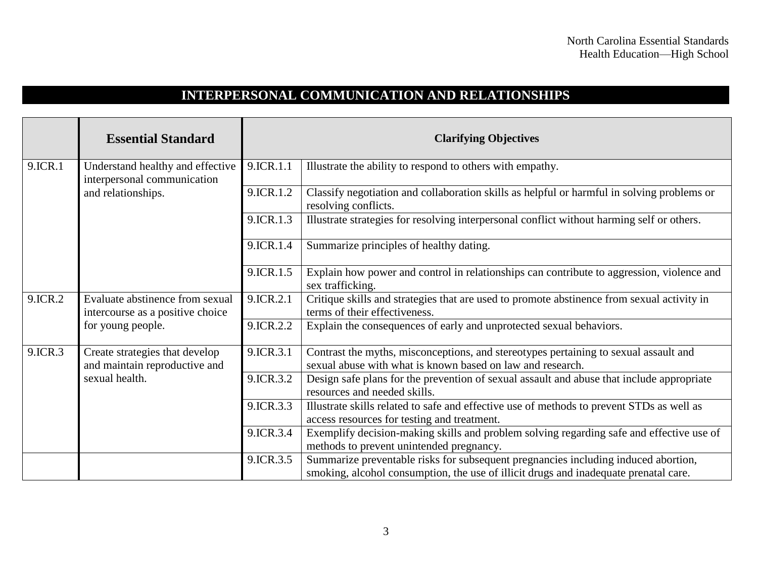## INTERPERSONAL COMMUNICATION AND RELATIONSHIPS

| | Essential Standard | Clarifying Objectives | |
|---|---|---|---|
| 9.ICR.1 | Understand healthy and effective interpersonal communication and relationships. | 9.ICR.1.1 | Illustrate the ability to respond to others with empathy. |
| | | 9.ICR.1.2 | Classify negotiation and collaboration skills as helpful or harmful in solving problems or resolving conflicts. |
| | | 9.ICR.1.3 | Illustrate strategies for resolving interpersonal conflict without harming self or others. |
| | | 9.ICR.1.4 | Summarize principles of healthy dating. |
| | | 9.ICR.1.5 | Explain how power and control in relationships can contribute to aggression, violence and sex trafficking. |
| 9.ICR.2 | Evaluate abstinence from sexual intercourse as a positive choice for young people. | 9.ICR.2.1 | Critique skills and strategies that are used to promote abstinence from sexual activity in terms of their effectiveness. |
| | | 9.ICR.2.2 | Explain the consequences of early and unprotected sexual behaviors. |
| 9.ICR.3 | Create strategies that develop and maintain reproductive and sexual health. | 9.ICR.3.1 | Contrast the myths, misconceptions, and stereotypes pertaining to sexual assault and sexual abuse with what is known based on law and research. |
| | | 9.ICR.3.2 | Design safe plans for the prevention of sexual assault and abuse that include appropriate resources and needed skills. |
| | | 9.ICR.3.3 | Illustrate skills related to safe and effective use of methods to prevent STDs as well as access resources for testing and treatment. |
| | | 9.ICR.3.4 | Exemplify decision-making skills and problem solving regarding safe and effective use of methods to prevent unintended pregnancy. |
| | | 9.ICR.3.5 | Summarize preventable risks for subsequent pregnancies including induced abortion, smoking, alcohol consumption, the use of illicit drugs and inadequate prenatal care. |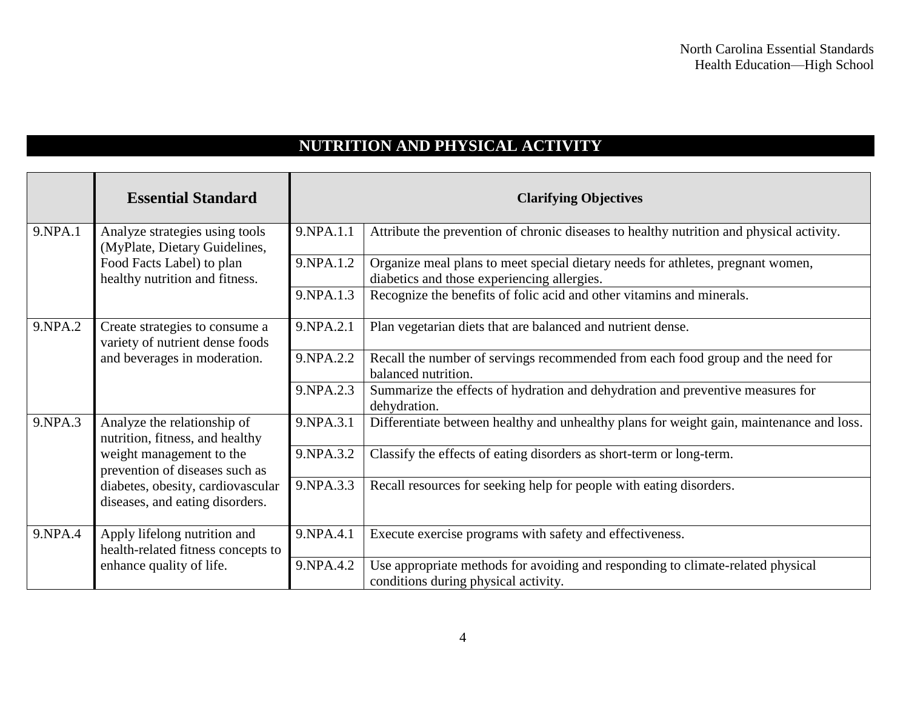## NUTRITION AND PHYSICAL ACTIVITY

| | Essential Standard | Clarifying Objectives | |
|---|---|---|---|
| 9.NPA.1 | Analyze strategies using tools (MyPlate, Dietary Guidelines, Food Facts Label) to plan healthy nutrition and fitness. | 9.NPA.1.1 | Attribute the prevention of chronic diseases to healthy nutrition and physical activity. |
| | | 9.NPA.1.2 | Organize meal plans to meet special dietary needs for athletes, pregnant women, diabetics and those experiencing allergies. |
| | | 9.NPA.1.3 | Recognize the benefits of folic acid and other vitamins and minerals. |
| 9.NPA.2 | Create strategies to consume a variety of nutrient dense foods and beverages in moderation. | 9.NPA.2.1 | Plan vegetarian diets that are balanced and nutrient dense. |
| | | 9.NPA.2.2 | Recall the number of servings recommended from each food group and the need for balanced nutrition. |
| | | 9.NPA.2.3 | Summarize the effects of hydration and dehydration and preventive measures for dehydration. |
| 9.NPA.3 | Analyze the relationship of nutrition, fitness, and healthy weight management to the prevention of diseases such as diabetes, obesity, cardiovascular diseases, and eating disorders. | 9.NPA.3.1 | Differentiate between healthy and unhealthy plans for weight gain, maintenance and loss. |
| | | 9.NPA.3.2 | Classify the effects of eating disorders as short-term or long-term. |
| | | 9.NPA.3.3 | Recall resources for seeking help for people with eating disorders. |
| 9.NPA.4 | Apply lifelong nutrition and health-related fitness concepts to enhance quality of life. | 9.NPA.4.1 | Execute exercise programs with safety and effectiveness. |
| | | 9.NPA.4.2 | Use appropriate methods for avoiding and responding to climate-related physical conditions during physical activity. |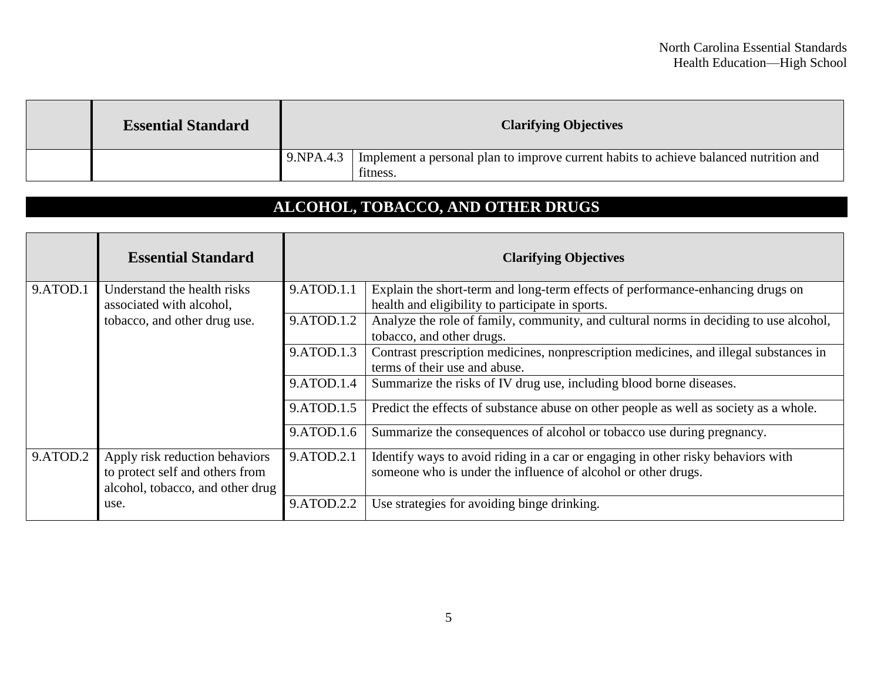| | Essential Standard | | Clarifying Objectives |
|---|---|---|---|
| | | 9.NPA.4.3 | Implement a personal plan to improve current habits to achieve balanced nutrition and fitness. |

## ALCOHOL, TOBACCO, AND OTHER DRUGS

| | Essential Standard | | Clarifying Objectives |
|---|---|---|---|
| 9.ATOD.1 | Understand the health risks associated with alcohol, tobacco, and other drug use. | 9.ATOD.1.1 | Explain the short-term and long-term effects of performance-enhancing drugs on health and eligibility to participate in sports. |
| | | 9.ATOD.1.2 | Analyze the role of family, community, and cultural norms in deciding to use alcohol, tobacco, and other drugs. |
| | | 9.ATOD.1.3 | Contrast prescription medicines, nonprescription medicines, and illegal substances in terms of their use and abuse. |
| | | 9.ATOD.1.4 | Summarize the risks of IV drug use, including blood borne diseases. |
| | | 9.ATOD.1.5 | Predict the effects of substance abuse on other people as well as society as a whole. |
| | | 9.ATOD.1.6 | Summarize the consequences of alcohol or tobacco use during pregnancy. |
| 9.ATOD.2 | Apply risk reduction behaviors to protect self and others from alcohol, tobacco, and other drug use. | 9.ATOD.2.1 | Identify ways to avoid riding in a car or engaging in other risky behaviors with someone who is under the influence of alcohol or other drugs. |
| | | 9.ATOD.2.2 | Use strategies for avoiding binge drinking. |